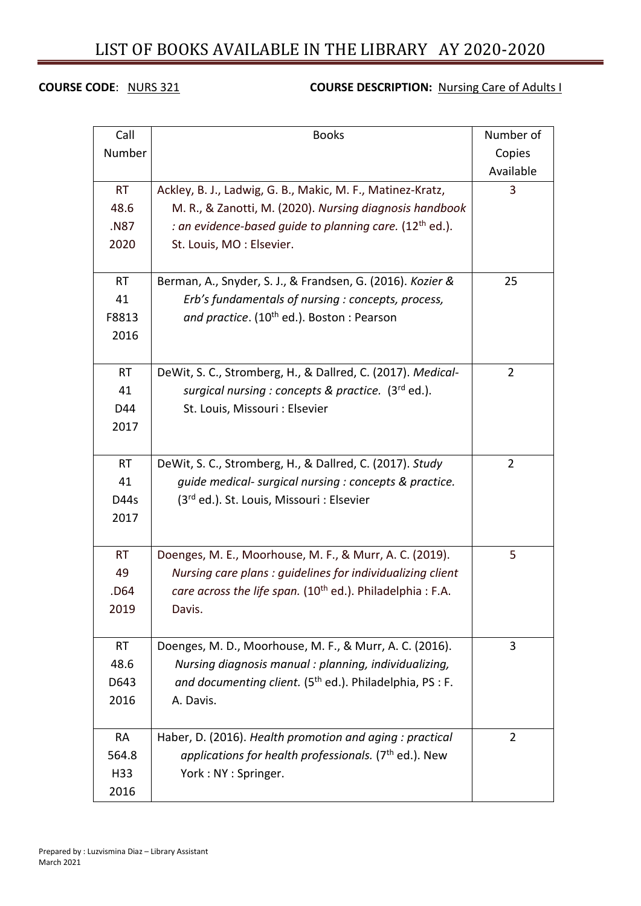# LIST OF BOOKS AVAILABLE IN THE LIBRARY AY 2020-2020

**COURSE CODE**: NURS 321 **COURSE DESCRIPTION:** Nursing Care of Adults I

| Call Number | Books | Number of Copies Available |
|---|---|---|
| RT 48.6 .N87 2020 | Ackley, B. J., Ladwig, G. B., Makic, M. F., Matinez-Kratz, M. R., & Zanotti, M. (2020). *Nursing diagnosis handbook : an evidence-based guide to planning care.* (12th ed.). St. Louis, MO : Elsevier. | 3 |
| RT 41 F8813 2016 | Berman, A., Snyder, S. J., & Frandsen, G. (2016). *Kozier & Erb's fundamentals of nursing : concepts, process, and practice*. (10th ed.). Boston : Pearson | 25 |
| RT 41 D44 2017 | DeWit, S. C., Stromberg, H., & Dallred, C. (2017). *Medical-surgical nursing : concepts & practice.* (3rd ed.). St. Louis, Missouri : Elsevier | 2 |
| RT 41 D44s 2017 | DeWit, S. C., Stromberg, H., & Dallred, C. (2017). *Study guide medical- surgical nursing : concepts & practice.* (3rd ed.). St. Louis, Missouri : Elsevier | 2 |
| RT 49 .D64 2019 | Doenges, M. E., Moorhouse, M. F., & Murr, A. C. (2019). *Nursing care plans : guidelines for individualizing client care across the life span.* (10th ed.). Philadelphia : F.A. Davis. | 5 |
| RT 48.6 D643 2016 | Doenges, M. D., Moorhouse, M. F., & Murr, A. C. (2016). *Nursing diagnosis manual : planning, individualizing, and documenting client.* (5th ed.). Philadelphia, PS : F. A. Davis. | 3 |
| RA 564.8 H33 2016 | Haber, D. (2016). *Health promotion and aging : practical applications for health professionals.* (7th ed.). New York : NY : Springer. | 2 |

Prepared by : Luzvismina Diaz – Library Assistant
March 2021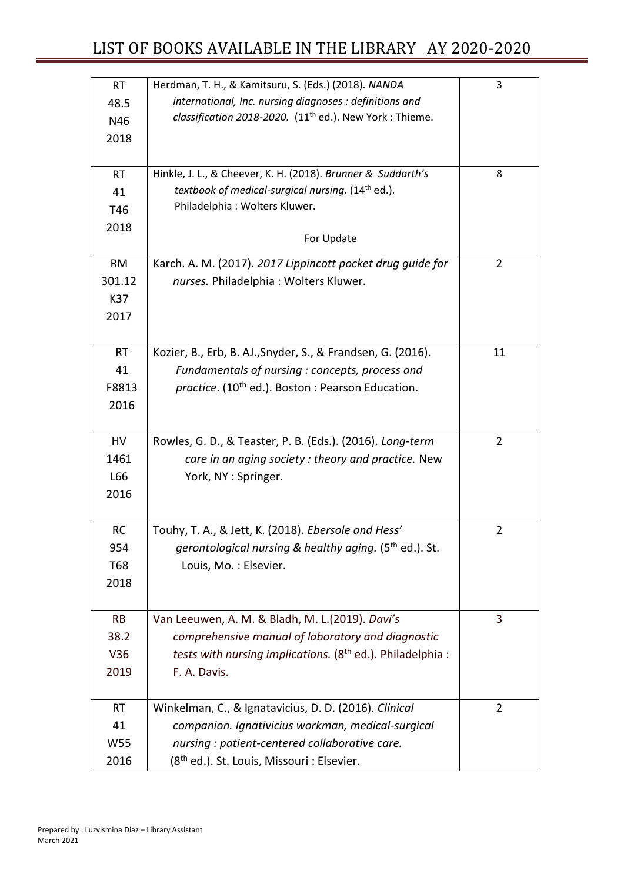# LIST OF BOOKS AVAILABLE IN THE LIBRARY AY 2020-2020

| | | |
|---|---|---|
| RT 48.5 N46 2018 | Herdman, T. H., & Kamitsuru, S. (Eds.) (2018). *NANDA international, Inc. nursing diagnoses : definitions and classification 2018-2020.* (11th ed.). New York : Thieme. | 3 |
| RT 41 T46 2018 | Hinkle, J. L., & Cheever, K. H. (2018). *Brunner & Suddarth's textbook of medical-surgical nursing.* (14th ed.). Philadelphia : Wolters Kluwer. For Update | 8 |
| RM 301.12 K37 2017 | Karch. A. M. (2017). *2017 Lippincott pocket drug guide for nurses.* Philadelphia : Wolters Kluwer. | 2 |
| RT 41 F8813 2016 | Kozier, B., Erb, B. AJ.,Snyder, S., & Frandsen, G. (2016). *Fundamentals of nursing : concepts, process and practice*. (10th ed.). Boston : Pearson Education. | 11 |
| HV 1461 L66 2016 | Rowles, G. D., & Teaster, P. B. (Eds.). (2016). *Long-term care in an aging society : theory and practice.* New York, NY : Springer. | 2 |
| RC 954 T68 2018 | Touhy, T. A., & Jett, K. (2018). *Ebersole and Hess' gerontological nursing & healthy aging.* (5th ed.). St. Louis, Mo. : Elsevier. | 2 |
| RB 38.2 V36 2019 | Van Leeuwen, A. M. & Bladh, M. L.(2019). *Davi's comprehensive manual of laboratory and diagnostic tests with nursing implications.* (8th ed.). Philadelphia : F. A. Davis. | 3 |
| RT 41 W55 2016 | Winkelman, C., & Ignatavicius, D. D. (2016). *Clinical companion. Ignativicius workman, medical-surgical nursing : patient-centered collaborative care.* (8th ed.). St. Louis, Missouri : Elsevier. | 2 |

Prepared by : Luzvismina Diaz – Library Assistant
March 2021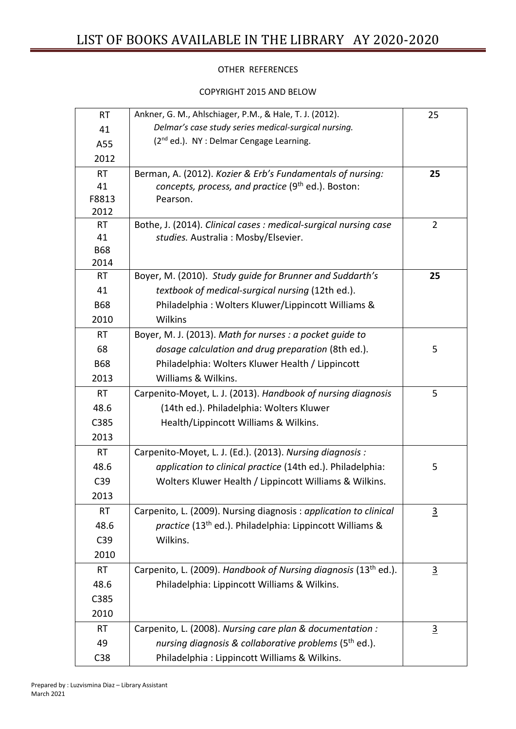# LIST OF BOOKS AVAILABLE IN THE LIBRARY AY 2020-2020

OTHER REFERENCES

COPYRIGHT 2015 AND BELOW

| Call Number | Reference | Copies |
|---|---|---|
| RT 41 A55 2012 | Ankner, G. M., Ahlschiager, P.M., & Hale, T. J. (2012). *Delmar's case study series medical-surgical nursing.* (2nd ed.). NY : Delmar Cengage Learning. | 25 |
| RT 41 F8813 2012 | Berman, A. (2012). *Kozier & Erb's Fundamentals of nursing: concepts, process, and practice* (9th ed.). Boston: Pearson. | **25** |
| RT 41 B68 2014 | Bothe, J. (2014). *Clinical cases : medical-surgical nursing case studies.* Australia : Mosby/Elsevier. | 2 |
| RT 41 B68 2010 | Boyer, M. (2010). *Study guide for Brunner and Suddarth's textbook of medical-surgical nursing* (12th ed.). Philadelphia : Wolters Kluwer/Lippincott Williams & Wilkins | **25** |
| RT 68 B68 2013 | Boyer, M. J. (2013). *Math for nurses : a pocket guide to dosage calculation and drug preparation* (8th ed.). Philadelphia: Wolters Kluwer Health / Lippincott Williams & Wilkins. | 5 |
| RT 48.6 C385 2013 | Carpenito-Moyet, L. J. (2013). *Handbook of nursing diagnosis* (14th ed.). Philadelphia: Wolters Kluwer Health/Lippincott Williams & Wilkins. | 5 |
| RT 48.6 C39 2013 | Carpenito-Moyet, L. J. (Ed.). (2013). *Nursing diagnosis : application to clinical practice* (14th ed.). Philadelphia: Wolters Kluwer Health / Lippincott Williams & Wilkins. | 5 |
| RT 48.6 C39 2010 | Carpenito, L. (2009). Nursing diagnosis : *application to clinical practice* (13th ed.). Philadelphia: Lippincott Williams & Wilkins. | 3 |
| RT 48.6 C385 2010 | Carpenito, L. (2009). *Handbook of Nursing diagnosis* (13th ed.). Philadelphia: Lippincott Williams & Wilkins. | 3 |
| RT 49 C38 | Carpenito, L. (2008). *Nursing care plan & documentation : nursing diagnosis & collaborative problems* (5th ed.). Philadelphia : Lippincott Williams & Wilkins. | 3 |

Prepared by : Luzvismina Diaz – Library Assistant
March 2021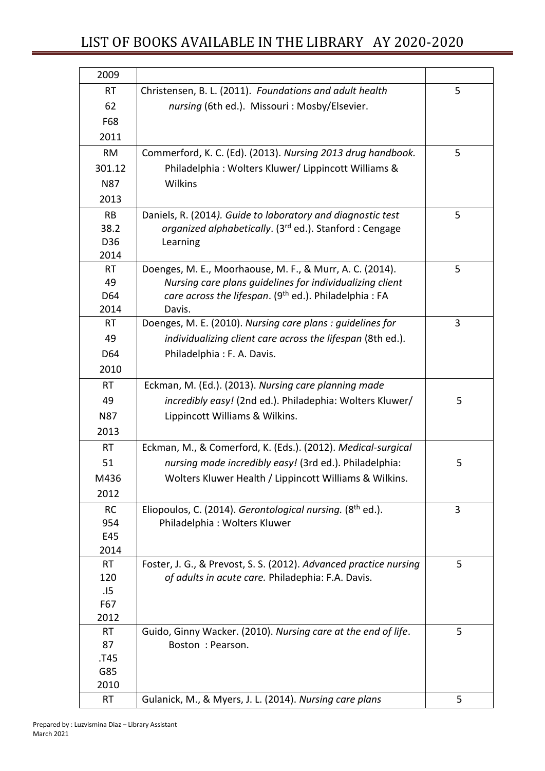# LIST OF BOOKS AVAILABLE IN THE LIBRARY AY 2020-2020

| | | |
|---|---|---|
| 2009 | | |
| RT 62 F68 2011 | Christensen, B. L. (2011). *Foundations and adult health nursing* (6th ed.). Missouri : Mosby/Elsevier. | 5 |
| RM 301.12 N87 2013 | Commerford, K. C. (Ed). (2013). *Nursing 2013 drug handbook.* Philadelphia : Wolters Kluwer/ Lippincott Williams & Wilkins | 5 |
| RB 38.2 D36 2014 | Daniels, R. (2014*). Guide to laboratory and diagnostic test organized alphabetically*. (3rd ed.). Stanford : Cengage Learning | 5 |
| RT 49 D64 2014 | Doenges, M. E., Moorhaouse, M. F., & Murr, A. C. (2014). *Nursing care plans guidelines for individualizing client care across the lifespan*. (9th ed.). Philadelphia : FA Davis. | 5 |
| RT 49 D64 2010 | Doenges, M. E. (2010). *Nursing care plans : guidelines for individualizing client care across the lifespan* (8th ed.). Philadelphia : F. A. Davis. | 3 |
| RT 49 N87 2013 | Eckman, M. (Ed.). (2013). *Nursing care planning made incredibly easy!* (2nd ed.). Philadephia: Wolters Kluwer/ Lippincott Williams & Wilkins. | 5 |
| RT 51 M436 2012 | Eckman, M., & Comerford, K. (Eds.). (2012). *Medical-surgical nursing made incredibly easy!* (3rd ed.). Philadelphia: Wolters Kluwer Health / Lippincott Williams & Wilkins. | 5 |
| RC 954 E45 2014 | Eliopoulos, C. (2014). *Gerontological nursing.* (8th ed.). Philadelphia : Wolters Kluwer | 3 |
| RT 120 .I5 F67 2012 | Foster, J. G., & Prevost, S. S. (2012). *Advanced practice nursing of adults in acute care.* Philadephia: F.A. Davis. | 5 |
| RT 87 .T45 G85 2010 | Guido, Ginny Wacker. (2010). *Nursing care at the end of life*. Boston : Pearson. | 5 |
| RT | Gulanick, M., & Myers, J. L. (2014). *Nursing care plans* | 5 |

Prepared by : Luzvismina Diaz – Library Assistant
March 2021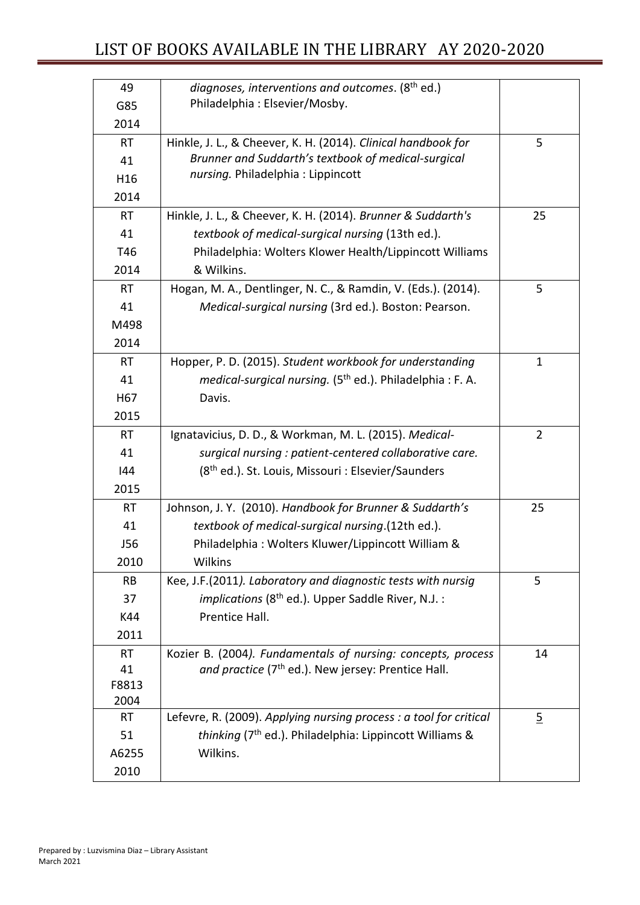# LIST OF BOOKS AVAILABLE IN THE LIBRARY AY 2020-2020

| | | |
|---|---|---|
| 49<br>G85<br>2014 | *diagnoses, interventions and outcomes*. (8th ed.) Philadelphia : Elsevier/Mosby. | |
| RT<br>41<br>H16<br>2014 | Hinkle, J. L., & Cheever, K. H. (2014). *Clinical handbook for Brunner and Suddarth's textbook of medical-surgical nursing.* Philadelphia : Lippincott | 5 |
| RT<br>41<br>T46<br>2014 | Hinkle, J. L., & Cheever, K. H. (2014). *Brunner & Suddarth's textbook of medical-surgical nursing* (13th ed.). Philadelphia: Wolters Klower Health/Lippincott Williams & Wilkins. | 25 |
| RT<br>41<br>M498<br>2014 | Hogan, M. A., Dentlinger, N. C., & Ramdin, V. (Eds.). (2014). *Medical-surgical nursing* (3rd ed.). Boston: Pearson. | 5 |
| RT<br>41<br>H67<br>2015 | Hopper, P. D. (2015). *Student workbook for understanding medical-surgical nursing.* (5th ed.). Philadelphia : F. A. Davis. | 1 |
| RT<br>41<br>I44<br>2015 | Ignatavicius, D. D., & Workman, M. L. (2015). *Medical-surgical nursing : patient-centered collaborative care.* (8th ed.). St. Louis, Missouri : Elsevier/Saunders | 2 |
| RT<br>41<br>J56<br>2010 | Johnson, J. Y. (2010). *Handbook for Brunner & Suddarth's textbook of medical-surgical nursing*.(12th ed.). Philadelphia : Wolters Kluwer/Lippincott William & Wilkins | 25 |
| RB<br>37<br>K44<br>2011 | Kee, J.F.(2011*). Laboratory and diagnostic tests with nursig implications* (8th ed.). Upper Saddle River, N.J. : Prentice Hall. | 5 |
| RT<br>41<br>F8813<br>2004 | Kozier B. (2004*). Fundamentals of nursing: concepts, process and practice* (7th ed.). New jersey: Prentice Hall. | 14 |
| RT<br>51<br>A6255<br>2010 | Lefevre, R. (2009). *Applying nursing process : a tool for critical thinking* (7th ed.). Philadelphia: Lippincott Williams & Wilkins. | 5 |

Prepared by : Luzvismina Diaz – Library Assistant
March 2021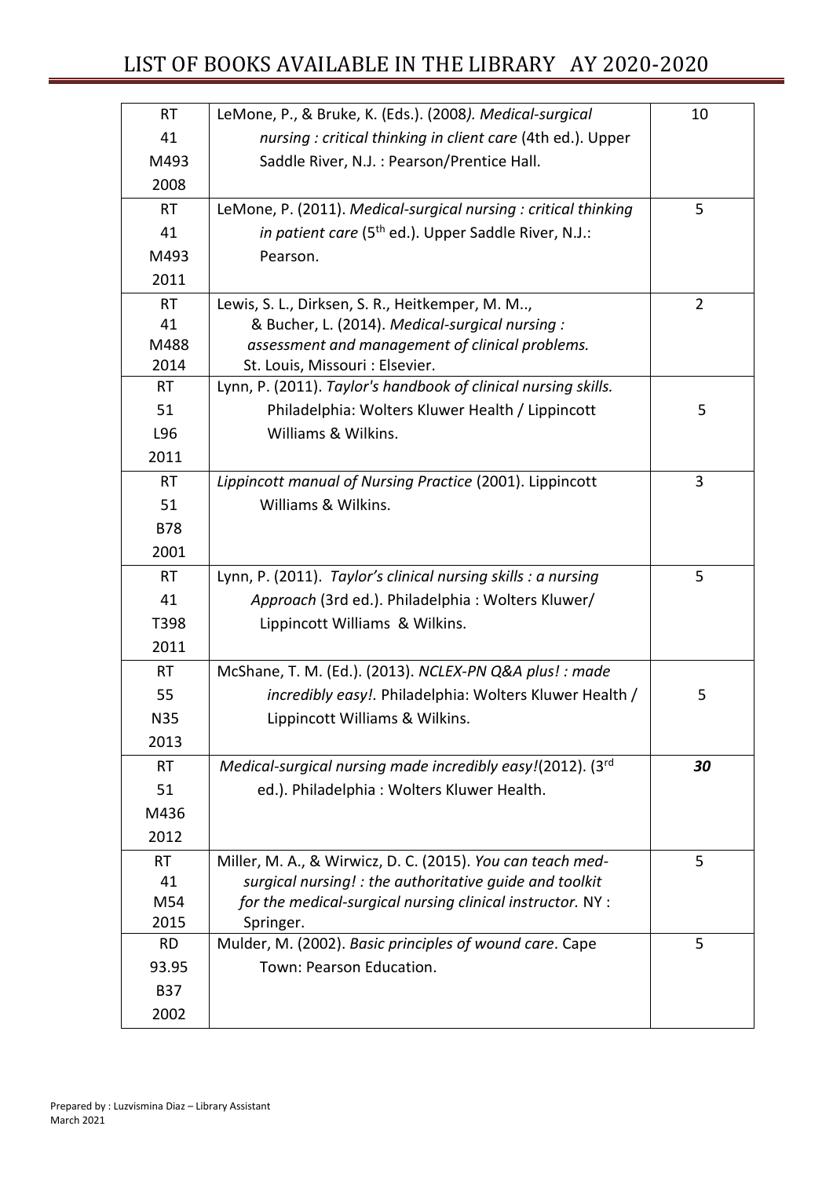| Call Number | Title | Copies |
|---|---|---|
| RT 41 M493 2008 | LeMone, P., & Bruke, K. (Eds.). (2008*). Medical-surgical nursing : critical thinking in client care* (4th ed.). Upper Saddle River, N.J. : Pearson/Prentice Hall. | 10 |
| RT 41 M493 2011 | LeMone, P. (2011). *Medical-surgical nursing : critical thinking in patient care* (5th ed.). Upper Saddle River, N.J.: Pearson. | 5 |
| RT 41 M488 2014 | Lewis, S. L., Dirksen, S. R., Heitkemper, M. M.., & Bucher, L. (2014). *Medical-surgical nursing : assessment and management of clinical problems.* St. Louis, Missouri : Elsevier. | 2 |
| RT 51 L96 2011 | Lynn, P. (2011). *Taylor's handbook of clinical nursing skills.* Philadelphia: Wolters Kluwer Health / Lippincott Williams & Wilkins. | 5 |
| RT 51 B78 2001 | *Lippincott manual of Nursing Practice* (2001). Lippincott Williams & Wilkins. | 3 |
| RT 41 T398 2011 | Lynn, P. (2011). *Taylor's clinical nursing skills : a nursing Approach* (3rd ed.). Philadelphia : Wolters Kluwer/ Lippincott Williams & Wilkins. | 5 |
| RT 55 N35 2013 | McShane, T. M. (Ed.). (2013). *NCLEX-PN Q&A plus! : made incredibly easy!.* Philadelphia: Wolters Kluwer Health / Lippincott Williams & Wilkins. | 5 |
| RT 51 M436 2012 | *Medical-surgical nursing made incredibly easy!*(2012). (3rd ed.). Philadelphia : Wolters Kluwer Health. | ***30*** |
| RT 41 M54 2015 | Miller, M. A., & Wirwicz, D. C. (2015). *You can teach med-surgical nursing! : the authoritative guide and toolkit for the medical-surgical nursing clinical instructor.* NY : Springer. | 5 |
| RD 93.95 B37 2002 | Mulder, M. (2002). *Basic principles of wound care*. Cape Town: Pearson Education. | 5 |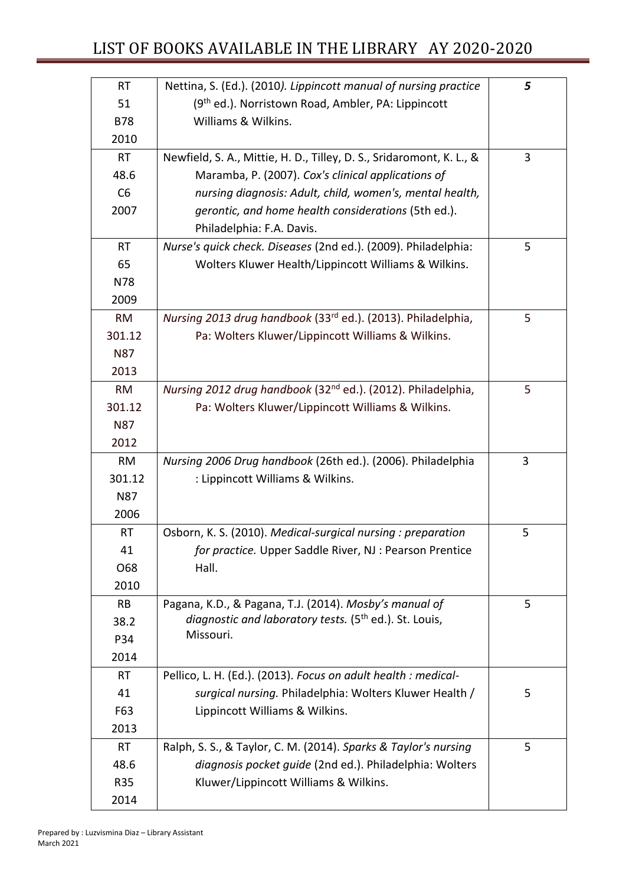# LIST OF BOOKS AVAILABLE IN THE LIBRARY AY 2020-2020

| | | |
|---|---|---|
| RT 51 B78 2010 | Nettina, S. (Ed.). (2010*). Lippincott manual of nursing practice* (9th ed.). Norristown Road, Ambler, PA: Lippincott Williams & Wilkins. | ***5*** |
| RT 48.6 C6 2007 | Newfield, S. A., Mittie, H. D., Tilley, D. S., Sridaromont, K. L., & Maramba, P. (2007). *Cox's clinical applications of nursing diagnosis: Adult, child, women's, mental health, gerontic, and home health considerations* (5th ed.). Philadelphia: F.A. Davis. | 3 |
| RT 65 N78 2009 | *Nurse's quick check. Diseases* (2nd ed.). (2009). Philadelphia: Wolters Kluwer Health/Lippincott Williams & Wilkins. | 5 |
| RM 301.12 N87 2013 | *Nursing 2013 drug handbook* (33rd ed.). (2013). Philadelphia, Pa: Wolters Kluwer/Lippincott Williams & Wilkins. | 5 |
| RM 301.12 N87 2012 | *Nursing 2012 drug handbook* (32nd ed.). (2012). Philadelphia, Pa: Wolters Kluwer/Lippincott Williams & Wilkins. | 5 |
| RM 301.12 N87 2006 | *Nursing 2006 Drug handbook* (26th ed.). (2006). Philadelphia : Lippincott Williams & Wilkins. | 3 |
| RT 41 O68 2010 | Osborn, K. S. (2010). *Medical-surgical nursing : preparation for practice.* Upper Saddle River, NJ : Pearson Prentice Hall. | 5 |
| RB 38.2 P34 2014 | Pagana, K.D., & Pagana, T.J. (2014). *Mosby's manual of diagnostic and laboratory tests.* (5th ed.). St. Louis, Missouri. | 5 |
| RT 41 F63 2013 | Pellico, L. H. (Ed.). (2013). *Focus on adult health : medical-surgical nursing.* Philadelphia: Wolters Kluwer Health / Lippincott Williams & Wilkins. | 5 |
| RT 48.6 R35 2014 | Ralph, S. S., & Taylor, C. M. (2014). *Sparks & Taylor's nursing diagnosis pocket guide* (2nd ed.). Philadelphia: Wolters Kluwer/Lippincott Williams & Wilkins. | 5 |

Prepared by : Luzvismina Diaz – Library Assistant
March 2021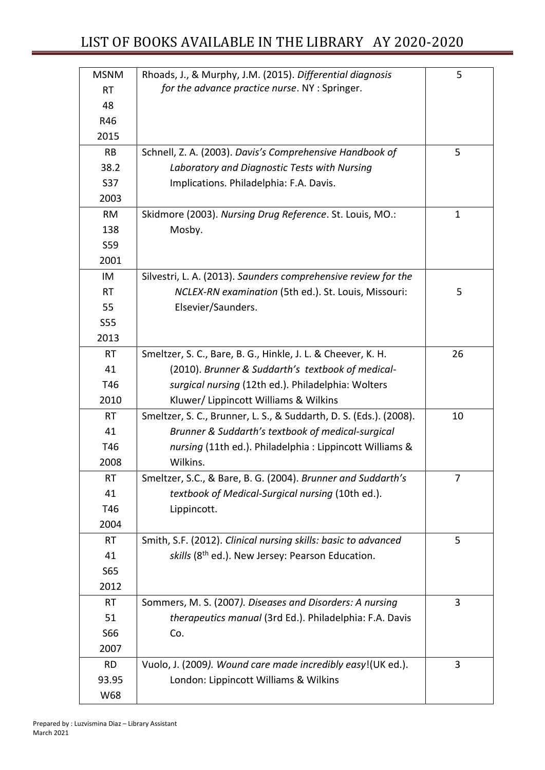# LIST OF BOOKS AVAILABLE IN THE LIBRARY AY 2020-2020

| | | |
|---|---|---|
| MSNM RT 48 R46 2015 | Rhoads, J., & Murphy, J.M. (2015). *Differential diagnosis for the advance practice nurse*. NY : Springer. | 5 |
| RB 38.2 S37 2003 | Schnell, Z. A. (2003). *Davis's Comprehensive Handbook of Laboratory and Diagnostic Tests with Nursing* Implications. Philadelphia: F.A. Davis. | 5 |
| RM 138 S59 2001 | Skidmore (2003). *Nursing Drug Reference*. St. Louis, MO.: Mosby. | 1 |
| IM RT 55 S55 2013 | Silvestri, L. A. (2013). *Saunders comprehensive review for the NCLEX-RN examination* (5th ed.). St. Louis, Missouri: Elsevier/Saunders. | 5 |
| RT 41 T46 2010 | Smeltzer, S. C., Bare, B. G., Hinkle, J. L. & Cheever, K. H. (2010). *Brunner & Suddarth's textbook of medical-surgical nursing* (12th ed.). Philadelphia: Wolters Kluwer/ Lippincott Williams & Wilkins | 26 |
| RT 41 T46 2008 | Smeltzer, S. C., Brunner, L. S., & Suddarth, D. S. (Eds.). (2008). *Brunner & Suddarth's textbook of medical-surgical nursing* (11th ed.). Philadelphia : Lippincott Williams & Wilkins. | 10 |
| RT 41 T46 2004 | Smeltzer, S.C., & Bare, B. G. (2004). *Brunner and Suddarth's textbook of Medical-Surgical nursing* (10th ed.). Lippincott. | 7 |
| RT 41 S65 2012 | Smith, S.F. (2012). *Clinical nursing skills: basic to advanced skills* (8th ed.). New Jersey: Pearson Education. | 5 |
| RT 51 S66 2007 | Sommers, M. S. (2007*). Diseases and Disorders: A nursing therapeutics manual* (3rd Ed.). Philadelphia: F.A. Davis Co. | 3 |
| RD 93.95 W68 | Vuolo, J. (2009*). Wound care made incredibly easy*!(UK ed.). London: Lippincott Williams & Wilkins | 3 |

Prepared by : Luzvismina Diaz – Library Assistant
March 2021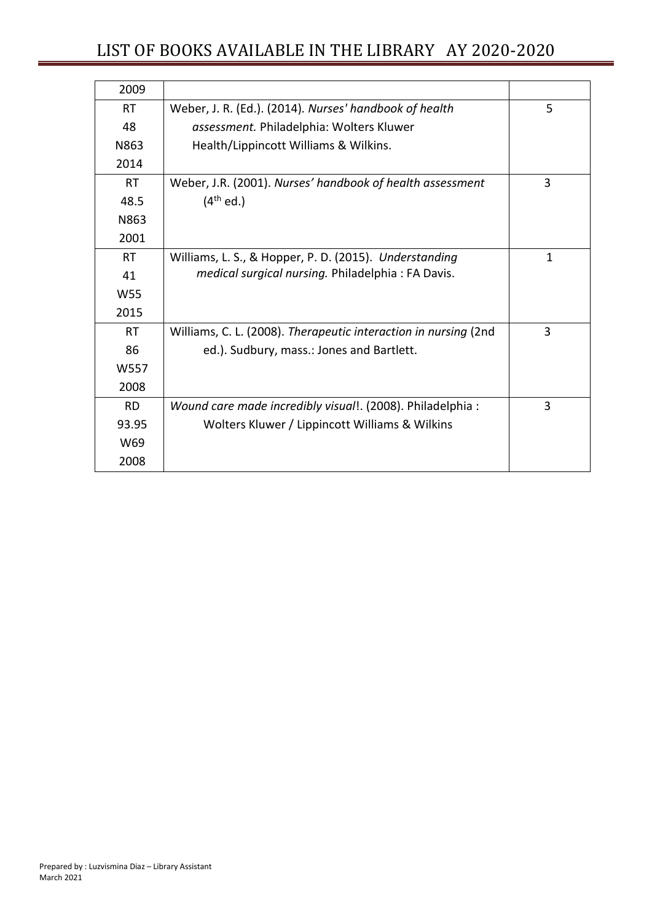| | | |
|---|---|---|
| 2009 | | |
| RT 48 N863 2014 | Weber, J. R. (Ed.). (2014). *Nurses' handbook of health assessment.* Philadelphia: Wolters Kluwer Health/Lippincott Williams & Wilkins. | 5 |
| RT 48.5 N863 2001 | Weber, J.R. (2001). *Nurses' handbook of health assessment* (4th ed.) | 3 |
| RT 41 W55 2015 | Williams, L. S., & Hopper, P. D. (2015). *Understanding medical surgical nursing.* Philadelphia : FA Davis. | 1 |
| RT 86 W557 2008 | Williams, C. L. (2008). *Therapeutic interaction in nursing* (2nd ed.). Sudbury, mass.: Jones and Bartlett. | 3 |
| RD 93.95 W69 2008 | *Wound care made incredibly visual*!. (2008). Philadelphia : Wolters Kluwer / Lippincott Williams & Wilkins | 3 |

Prepared by : Luzvismina Diaz – Library Assistant
March 2021